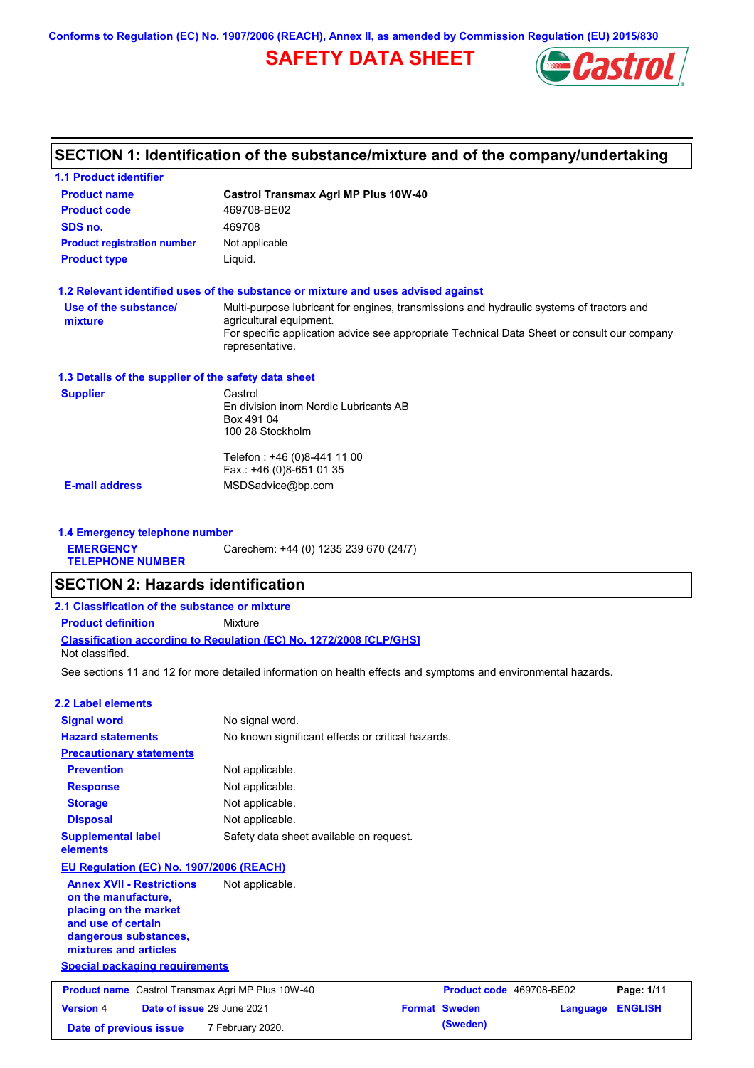Conforms to Regulation (EC) No. 1907/2006 (REACH), Annex II, as amended by Commission Regulation (EU) 2015/830

# SAFETY DATA SHEET

## SECTION 1: Identification of the substance/mixture and of the company/undertaking

### 1.1 Product identifier

| | |
|---|---|
| **Product name** | **Castrol Transmax Agri MP Plus 10W-40** |
| **Product code** | 469708-BE02 |
| **SDS no.** | 469708 |
| **Product registration number** | Not applicable |
| **Product type** | Liquid. |

### 1.2 Relevant identified uses of the substance or mixture and uses advised against

**Use of the substance/ mixture**: Multi-purpose lubricant for engines, transmissions and hydraulic systems of tractors and agricultural equipment.
For specific application advice see appropriate Technical Data Sheet or consult our company representative.

### 1.3 Details of the supplier of the safety data sheet

**Supplier**
Castrol
En division inom Nordic Lubricants AB
Box 491 04
100 28 Stockholm

Telefon : +46 (0)8-441 11 00
Fax.: +46 (0)8-651 01 35

**E-mail address**: MSDSadvice@bp.com

### 1.4 Emergency telephone number

**EMERGENCY TELEPHONE NUMBER**: Carechem: +44 (0) 1235 239 670 (24/7)

## SECTION 2: Hazards identification

### 2.1 Classification of the substance or mixture

**Product definition**: Mixture

**Classification according to Regulation (EC) No. 1272/2008 [CLP/GHS]**
Not classified.

See sections 11 and 12 for more detailed information on health effects and symptoms and environmental hazards.

### 2.2 Label elements

| | |
|---|---|
| **Signal word** | No signal word. |
| **Hazard statements** | No known significant effects or critical hazards. |
| **Precautionary statements** | |
| **Prevention** | Not applicable. |
| **Response** | Not applicable. |
| **Storage** | Not applicable. |
| **Disposal** | Not applicable. |
| **Supplemental label elements** | Safety data sheet available on request. |

**EU Regulation (EC) No. 1907/2006 (REACH)**

**Annex XVII - Restrictions on the manufacture, placing on the market and use of certain dangerous substances, mixtures and articles**: Not applicable.

**Special packaging requirements**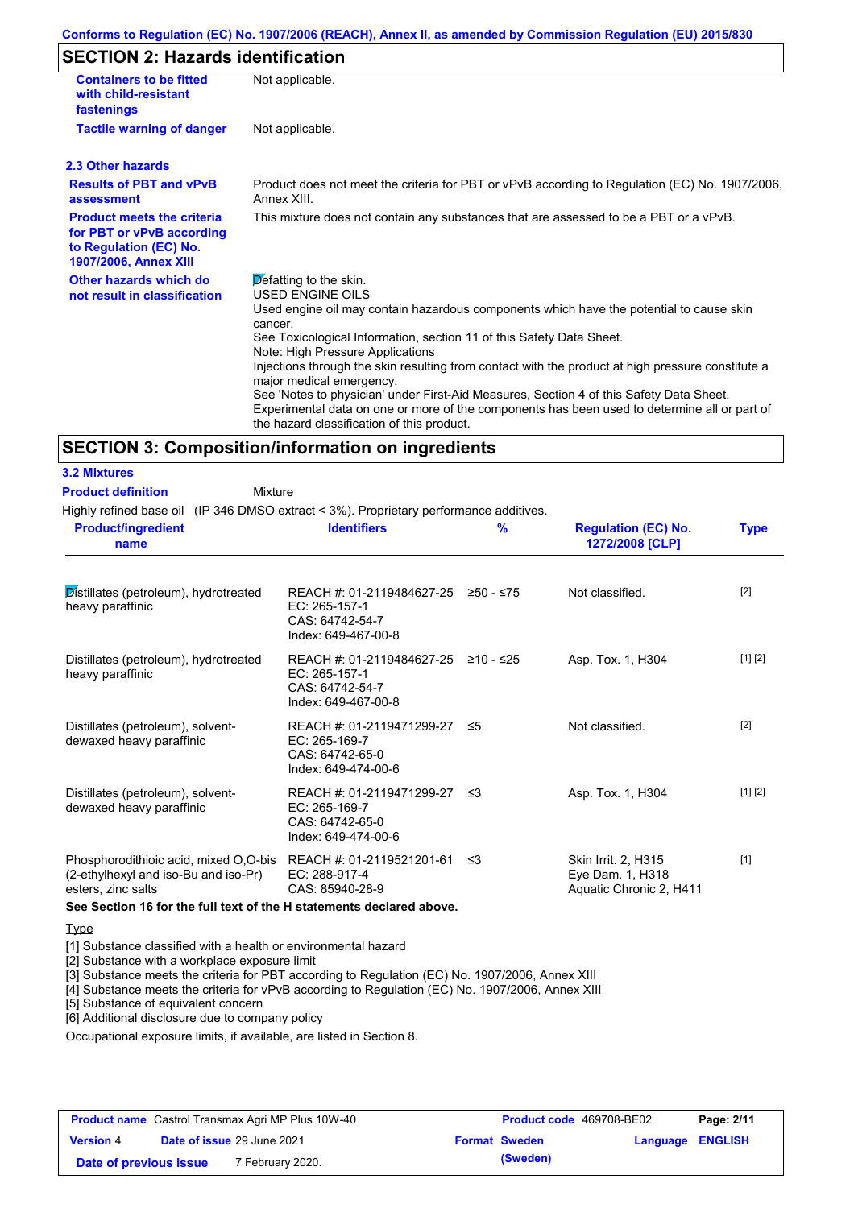## SECTION 2: Hazards identification

| | |
|---|---|
| **Containers to be fitted with child-resistant fastenings** | Not applicable. |
| **Tactile warning of danger** | Not applicable. |

### 2.3 Other hazards

| | |
|---|---|
| **Results of PBT and vPvB assessment** | Product does not meet the criteria for PBT or vPvB according to Regulation (EC) No. 1907/2006, Annex XIII. |
| **Product meets the criteria for PBT or vPvB according to Regulation (EC) No. 1907/2006, Annex XIII** | This mixture does not contain any substances that are assessed to be a PBT or a vPvB. |
| **Other hazards which do not result in classification** | Defatting to the skin.<br>USED ENGINE OILS<br>Used engine oil may contain hazardous components which have the potential to cause skin cancer.<br>See Toxicological Information, section 11 of this Safety Data Sheet.<br>Note: High Pressure Applications<br>Injections through the skin resulting from contact with the product at high pressure constitute a major medical emergency.<br>See 'Notes to physician' under First-Aid Measures, Section 4 of this Safety Data Sheet.<br>Experimental data on one or more of the components has been used to determine all or part of the hazard classification of this product. |

## SECTION 3: Composition/information on ingredients

### 3.2 Mixtures

**Product definition** Mixture

Highly refined base oil (IP 346 DMSO extract < 3%). Proprietary performance additives.

| Product/ingredient name | Identifiers | % | Regulation (EC) No. 1272/2008 [CLP] | Type |
|---|---|---|---|---|
| Distillates (petroleum), hydrotreated heavy paraffinic | REACH #: 01-2119484627-25<br>EC: 265-157-1<br>CAS: 64742-54-7<br>Index: 649-467-00-8 | ≥50 - ≤75 | Not classified. | [2] |
| Distillates (petroleum), hydrotreated heavy paraffinic | REACH #: 01-2119484627-25<br>EC: 265-157-1<br>CAS: 64742-54-7<br>Index: 649-467-00-8 | ≥10 - ≤25 | Asp. Tox. 1, H304 | [1] [2] |
| Distillates (petroleum), solvent-dewaxed heavy paraffinic | REACH #: 01-2119471299-27<br>EC: 265-169-7<br>CAS: 64742-65-0<br>Index: 649-474-00-6 | ≤5 | Not classified. | [2] |
| Distillates (petroleum), solvent-dewaxed heavy paraffinic | REACH #: 01-2119471299-27<br>EC: 265-169-7<br>CAS: 64742-65-0<br>Index: 649-474-00-6 | ≤3 | Asp. Tox. 1, H304 | [1] [2] |
| Phosphorodithioic acid, mixed O,O-bis (2-ethylhexyl and iso-Bu and iso-Pr) esters, zinc salts | REACH #: 01-2119521201-61<br>EC: 288-917-4<br>CAS: 85940-28-9 | ≤3 | Skin Irrit. 2, H315<br>Eye Dam. 1, H318<br>Aquatic Chronic 2, H411 | [1] |

**See Section 16 for the full text of the H statements declared above.**

Type

[1] Substance classified with a health or environmental hazard
[2] Substance with a workplace exposure limit
[3] Substance meets the criteria for PBT according to Regulation (EC) No. 1907/2006, Annex XIII
[4] Substance meets the criteria for vPvB according to Regulation (EC) No. 1907/2006, Annex XIII
[5] Substance of equivalent concern
[6] Additional disclosure due to company policy

Occupational exposure limits, if available, are listed in Section 8.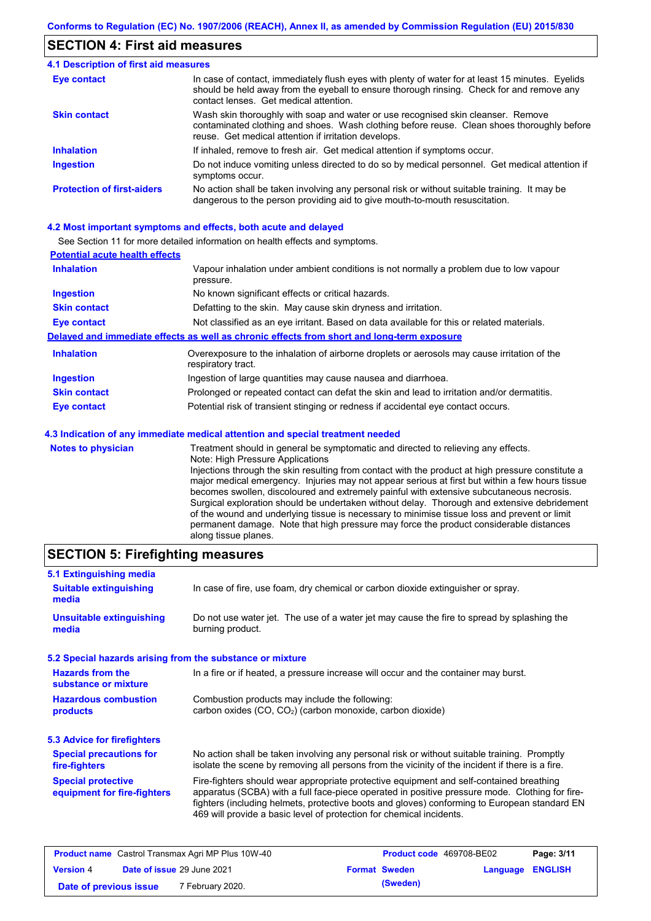## SECTION 4: First aid measures

### 4.1 Description of first aid measures

| | |
|---|---|
| **Eye contact** | In case of contact, immediately flush eyes with plenty of water for at least 15 minutes. Eyelids should be held away from the eyeball to ensure thorough rinsing. Check for and remove any contact lenses. Get medical attention. |
| **Skin contact** | Wash skin thoroughly with soap and water or use recognised skin cleanser. Remove contaminated clothing and shoes. Wash clothing before reuse. Clean shoes thoroughly before reuse. Get medical attention if irritation develops. |
| **Inhalation** | If inhaled, remove to fresh air. Get medical attention if symptoms occur. |
| **Ingestion** | Do not induce vomiting unless directed to do so by medical personnel. Get medical attention if symptoms occur. |
| **Protection of first-aiders** | No action shall be taken involving any personal risk or without suitable training. It may be dangerous to the person providing aid to give mouth-to-mouth resuscitation. |

### 4.2 Most important symptoms and effects, both acute and delayed

See Section 11 for more detailed information on health effects and symptoms.

**Potential acute health effects**

| | |
|---|---|
| **Inhalation** | Vapour inhalation under ambient conditions is not normally a problem due to low vapour pressure. |
| **Ingestion** | No known significant effects or critical hazards. |
| **Skin contact** | Defatting to the skin. May cause skin dryness and irritation. |
| **Eye contact** | Not classified as an eye irritant. Based on data available for this or related materials. |

**Delayed and immediate effects as well as chronic effects from short and long-term exposure**

| | |
|---|---|
| **Inhalation** | Overexposure to the inhalation of airborne droplets or aerosols may cause irritation of the respiratory tract. |
| **Ingestion** | Ingestion of large quantities may cause nausea and diarrhoea. |
| **Skin contact** | Prolonged or repeated contact can defat the skin and lead to irritation and/or dermatitis. |
| **Eye contact** | Potential risk of transient stinging or redness if accidental eye contact occurs. |

### 4.3 Indication of any immediate medical attention and special treatment needed

| | |
|---|---|
| **Notes to physician** | Treatment should in general be symptomatic and directed to relieving any effects. Note: High Pressure Applications Injections through the skin resulting from contact with the product at high pressure constitute a major medical emergency. Injuries may not appear serious at first but within a few hours tissue becomes swollen, discoloured and extremely painful with extensive subcutaneous necrosis. Surgical exploration should be undertaken without delay. Thorough and extensive debridement of the wound and underlying tissue is necessary to minimise tissue loss and prevent or limit permanent damage. Note that high pressure may force the product considerable distances along tissue planes. |

## SECTION 5: Firefighting measures

### 5.1 Extinguishing media

| | |
|---|---|
| **Suitable extinguishing media** | In case of fire, use foam, dry chemical or carbon dioxide extinguisher or spray. |
| **Unsuitable extinguishing media** | Do not use water jet. The use of a water jet may cause the fire to spread by splashing the burning product. |

### 5.2 Special hazards arising from the substance or mixture

| | |
|---|---|
| **Hazards from the substance or mixture** | In a fire or if heated, a pressure increase will occur and the container may burst. |
| **Hazardous combustion products** | Combustion products may include the following: carbon oxides (CO, $CO_2$) (carbon monoxide, carbon dioxide) |

### 5.3 Advice for firefighters

| | |
|---|---|
| **Special precautions for fire-fighters** | No action shall be taken involving any personal risk or without suitable training. Promptly isolate the scene by removing all persons from the vicinity of the incident if there is a fire. |
| **Special protective equipment for fire-fighters** | Fire-fighters should wear appropriate protective equipment and self-contained breathing apparatus (SCBA) with a full face-piece operated in positive pressure mode. Clothing for fire-fighters (including helmets, protective boots and gloves) conforming to European standard EN 469 will provide a basic level of protection for chemical incidents. |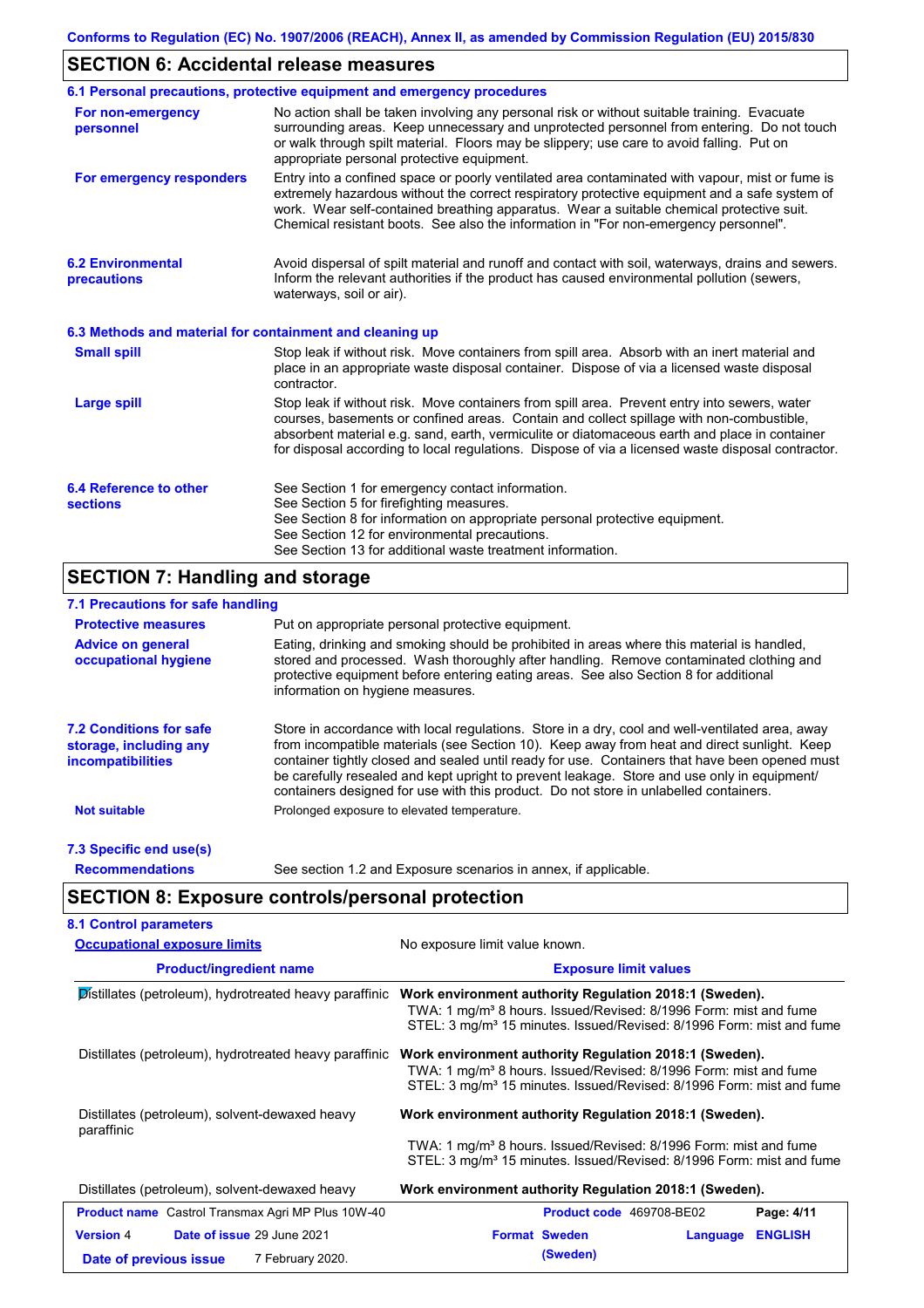## SECTION 6: Accidental release measures

### 6.1 Personal precautions, protective equipment and emergency procedures

**For non-emergency personnel**

No action shall be taken involving any personal risk or without suitable training. Evacuate surrounding areas. Keep unnecessary and unprotected personnel from entering. Do not touch or walk through spilt material. Floors may be slippery; use care to avoid falling. Put on appropriate personal protective equipment.

**For emergency responders**

Entry into a confined space or poorly ventilated area contaminated with vapour, mist or fume is extremely hazardous without the correct respiratory protective equipment and a safe system of work. Wear self-contained breathing apparatus. Wear a suitable chemical protective suit. Chemical resistant boots. See also the information in "For non-emergency personnel".

### 6.2 Environmental precautions

Avoid dispersal of spilt material and runoff and contact with soil, waterways, drains and sewers. Inform the relevant authorities if the product has caused environmental pollution (sewers, waterways, soil or air).

### 6.3 Methods and material for containment and cleaning up

**Small spill**

Stop leak if without risk. Move containers from spill area. Absorb with an inert material and place in an appropriate waste disposal container. Dispose of via a licensed waste disposal contractor.

**Large spill**

Stop leak if without risk. Move containers from spill area. Prevent entry into sewers, water courses, basements or confined areas. Contain and collect spillage with non-combustible, absorbent material e.g. sand, earth, vermiculite or diatomaceous earth and place in container for disposal according to local regulations. Dispose of via a licensed waste disposal contractor.

### 6.4 Reference to other sections

See Section 1 for emergency contact information.
See Section 5 for firefighting measures.
See Section 8 for information on appropriate personal protective equipment.
See Section 12 for environmental precautions.
See Section 13 for additional waste treatment information.

## SECTION 7: Handling and storage

### 7.1 Precautions for safe handling

**Protective measures**

Put on appropriate personal protective equipment.

**Advice on general occupational hygiene**

Eating, drinking and smoking should be prohibited in areas where this material is handled, stored and processed. Wash thoroughly after handling. Remove contaminated clothing and protective equipment before entering eating areas. See also Section 8 for additional information on hygiene measures.

### 7.2 Conditions for safe storage, including any incompatibilities

Store in accordance with local regulations. Store in a dry, cool and well-ventilated area, away from incompatible materials (see Section 10). Keep away from heat and direct sunlight. Keep container tightly closed and sealed until ready for use. Containers that have been opened must be carefully resealed and kept upright to prevent leakage. Store and use only in equipment/ containers designed for use with this product. Do not store in unlabelled containers.

**Not suitable**

Prolonged exposure to elevated temperature.

### 7.3 Specific end use(s)

**Recommendations**

See section 1.2 and Exposure scenarios in annex, if applicable.

## SECTION 8: Exposure controls/personal protection

### 8.1 Control parameters

**Occupational exposure limits**

No exposure limit value known.

| Product/ingredient name | Exposure limit values |
|---|---|
| Distillates (petroleum), hydrotreated heavy paraffinic | **Work environment authority Regulation 2018:1 (Sweden).**<br>TWA: 1 mg/m³ 8 hours. Issued/Revised: 8/1996 Form: mist and fume<br>STEL: 3 mg/m³ 15 minutes. Issued/Revised: 8/1996 Form: mist and fume |
| Distillates (petroleum), hydrotreated heavy paraffinic | **Work environment authority Regulation 2018:1 (Sweden).**<br>TWA: 1 mg/m³ 8 hours. Issued/Revised: 8/1996 Form: mist and fume<br>STEL: 3 mg/m³ 15 minutes. Issued/Revised: 8/1996 Form: mist and fume |
| Distillates (petroleum), solvent-dewaxed heavy paraffinic | **Work environment authority Regulation 2018:1 (Sweden).**<br>TWA: 1 mg/m³ 8 hours. Issued/Revised: 8/1996 Form: mist and fume<br>STEL: 3 mg/m³ 15 minutes. Issued/Revised: 8/1996 Form: mist and fume |
| Distillates (petroleum), solvent-dewaxed heavy | **Work environment authority Regulation 2018:1 (Sweden).** |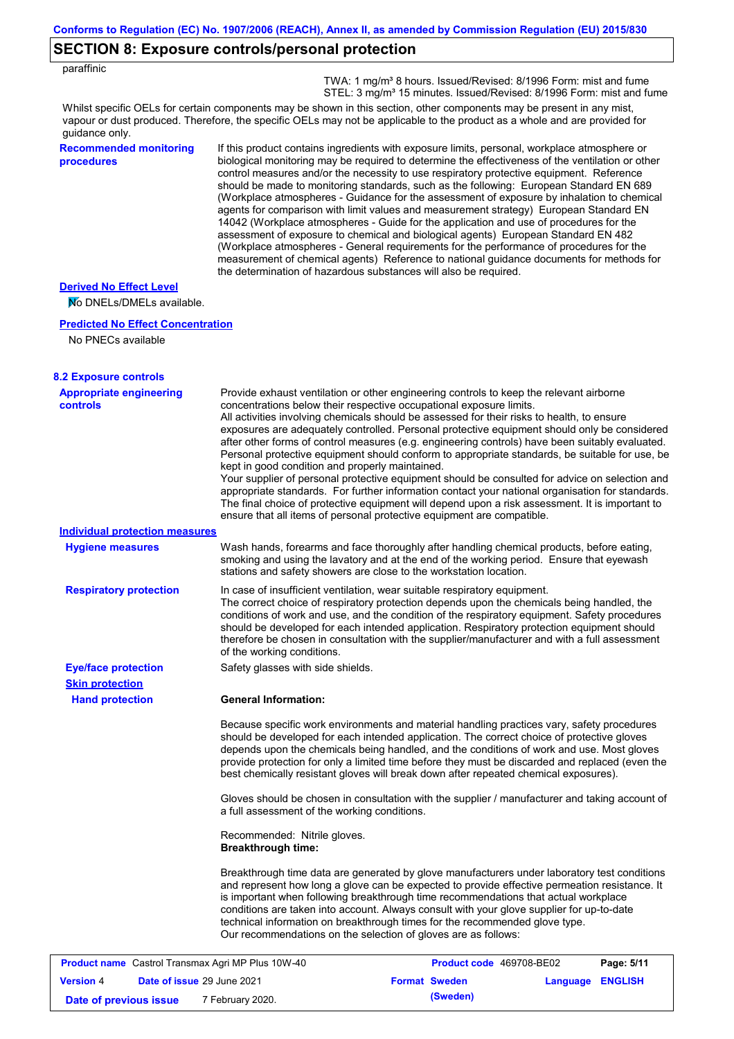## SECTION 8: Exposure controls/personal protection

paraffinic

TWA: 1 mg/m³ 8 hours. Issued/Revised: 8/1996 Form: mist and fume
STEL: 3 mg/m³ 15 minutes. Issued/Revised: 8/1996 Form: mist and fume

Whilst specific OELs for certain components may be shown in this section, other components may be present in any mist, vapour or dust produced. Therefore, the specific OELs may not be applicable to the product as a whole and are provided for guidance only.

**Recommended monitoring procedures**

If this product contains ingredients with exposure limits, personal, workplace atmosphere or biological monitoring may be required to determine the effectiveness of the ventilation or other control measures and/or the necessity to use respiratory protective equipment. Reference should be made to monitoring standards, such as the following: European Standard EN 689 (Workplace atmospheres - Guidance for the assessment of exposure by inhalation to chemical agents for comparison with limit values and measurement strategy) European Standard EN 14042 (Workplace atmospheres - Guide for the application and use of procedures for the assessment of exposure to chemical and biological agents) European Standard EN 482 (Workplace atmospheres - General requirements for the performance of procedures for the measurement of chemical agents) Reference to national guidance documents for methods for the determination of hazardous substances will also be required.

**Derived No Effect Level**

No DNELs/DMELs available.

**Predicted No Effect Concentration**

No PNECs available

### 8.2 Exposure controls

**Appropriate engineering controls**

Provide exhaust ventilation or other engineering controls to keep the relevant airborne concentrations below their respective occupational exposure limits.
All activities involving chemicals should be assessed for their risks to health, to ensure exposures are adequately controlled. Personal protective equipment should only be considered after other forms of control measures (e.g. engineering controls) have been suitably evaluated. Personal protective equipment should conform to appropriate standards, be suitable for use, be kept in good condition and properly maintained.
Your supplier of personal protective equipment should be consulted for advice on selection and appropriate standards. For further information contact your national organisation for standards. The final choice of protective equipment will depend upon a risk assessment. It is important to ensure that all items of personal protective equipment are compatible.

**Individual protection measures**

**Hygiene measures**

Wash hands, forearms and face thoroughly after handling chemical products, before eating, smoking and using the lavatory and at the end of the working period. Ensure that eyewash stations and safety showers are close to the workstation location.

**Respiratory protection**

In case of insufficient ventilation, wear suitable respiratory equipment.
The correct choice of respiratory protection depends upon the chemicals being handled, the conditions of work and use, and the condition of the respiratory equipment. Safety procedures should be developed for each intended application. Respiratory protection equipment should therefore be chosen in consultation with the supplier/manufacturer and with a full assessment of the working conditions.

**Eye/face protection**

Safety glasses with side shields.

**Skin protection**

**Hand protection**

**General Information:**

Because specific work environments and material handling practices vary, safety procedures should be developed for each intended application. The correct choice of protective gloves depends upon the chemicals being handled, and the conditions of work and use. Most gloves provide protection for only a limited time before they must be discarded and replaced (even the best chemically resistant gloves will break down after repeated chemical exposures).

Gloves should be chosen in consultation with the supplier / manufacturer and taking account of a full assessment of the working conditions.

Recommended: Nitrile gloves.
**Breakthrough time:**

Breakthrough time data are generated by glove manufacturers under laboratory test conditions and represent how long a glove can be expected to provide effective permeation resistance. It is important when following breakthrough time recommendations that actual workplace conditions are taken into account. Always consult with your glove supplier for up-to-date technical information on breakthrough times for the recommended glove type.
Our recommendations on the selection of gloves are as follows: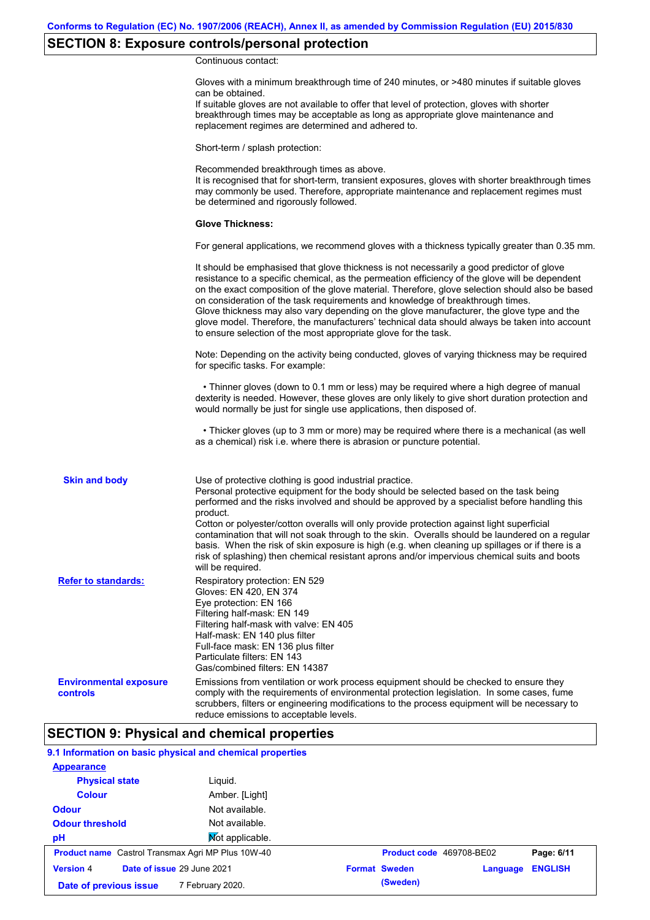## SECTION 8: Exposure controls/personal protection

Continuous contact:

Gloves with a minimum breakthrough time of 240 minutes, or >480 minutes if suitable gloves can be obtained.
If suitable gloves are not available to offer that level of protection, gloves with shorter breakthrough times may be acceptable as long as appropriate glove maintenance and replacement regimes are determined and adhered to.

Short-term / splash protection:

Recommended breakthrough times as above.
It is recognised that for short-term, transient exposures, gloves with shorter breakthrough times may commonly be used. Therefore, appropriate maintenance and replacement regimes must be determined and rigorously followed.

**Glove Thickness:**

For general applications, we recommend gloves with a thickness typically greater than 0.35 mm.

It should be emphasised that glove thickness is not necessarily a good predictor of glove resistance to a specific chemical, as the permeation efficiency of the glove will be dependent on the exact composition of the glove material. Therefore, glove selection should also be based on consideration of the task requirements and knowledge of breakthrough times.
Glove thickness may also vary depending on the glove manufacturer, the glove type and the glove model. Therefore, the manufacturers' technical data should always be taken into account to ensure selection of the most appropriate glove for the task.

Note: Depending on the activity being conducted, gloves of varying thickness may be required for specific tasks. For example:

• Thinner gloves (down to 0.1 mm or less) may be required where a high degree of manual dexterity is needed. However, these gloves are only likely to give short duration protection and would normally be just for single use applications, then disposed of.

• Thicker gloves (up to 3 mm or more) may be required where there is a mechanical (as well as a chemical) risk i.e. where there is abrasion or puncture potential.

**Skin and body**

Use of protective clothing is good industrial practice.
Personal protective equipment for the body should be selected based on the task being performed and the risks involved and should be approved by a specialist before handling this product.
Cotton or polyester/cotton overalls will only provide protection against light superficial contamination that will not soak through to the skin. Overalls should be laundered on a regular basis. When the risk of skin exposure is high (e.g. when cleaning up spillages or if there is a risk of splashing) then chemical resistant aprons and/or impervious chemical suits and boots will be required.

**Refer to standards:**

Respiratory protection: EN 529
Gloves: EN 420, EN 374
Eye protection: EN 166
Filtering half-mask: EN 149
Filtering half-mask with valve: EN 405
Half-mask: EN 140 plus filter
Full-face mask: EN 136 plus filter
Particulate filters: EN 143
Gas/combined filters: EN 14387

**Environmental exposure controls**

Emissions from ventilation or work process equipment should be checked to ensure they comply with the requirements of environmental protection legislation. In some cases, fume scrubbers, filters or engineering modifications to the process equipment will be necessary to reduce emissions to acceptable levels.

## SECTION 9: Physical and chemical properties

### 9.1 Information on basic physical and chemical properties

**Appearance**

| | |
|---|---|
| **Physical state** | Liquid. |
| **Colour** | Amber. [Light] |
| **Odour** | Not available. |
| **Odour threshold** | Not available. |
| **pH** | Not applicable. |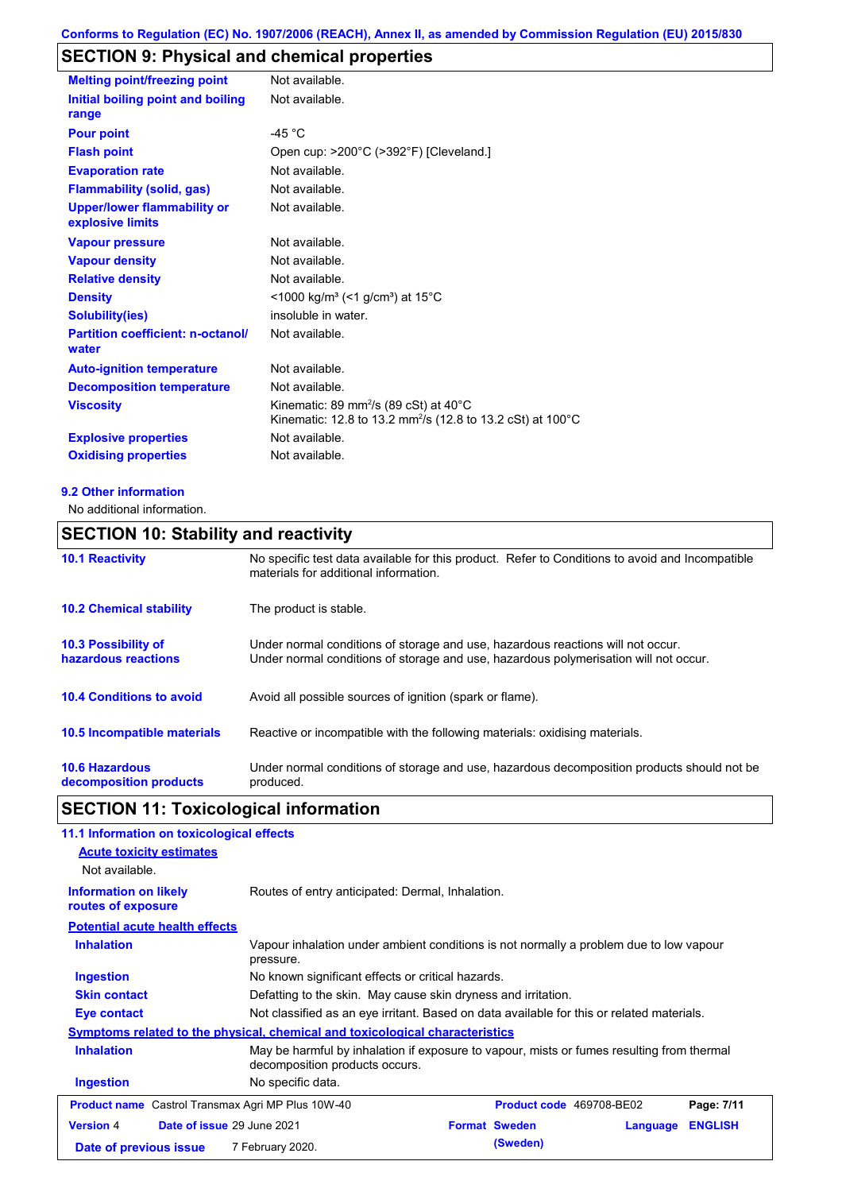Conforms to Regulation (EC) No. 1907/2006 (REACH), Annex II, as amended by Commission Regulation (EU) 2015/830

## SECTION 9: Physical and chemical properties

| | |
|---|---|
| **Melting point/freezing point** | Not available. |
| **Initial boiling point and boiling range** | Not available. |
| **Pour point** | -45 °C |
| **Flash point** | Open cup: >200°C (>392°F) [Cleveland.] |
| **Evaporation rate** | Not available. |
| **Flammability (solid, gas)** | Not available. |
| **Upper/lower flammability or explosive limits** | Not available. |
| **Vapour pressure** | Not available. |
| **Vapour density** | Not available. |
| **Relative density** | Not available. |
| **Density** | <1000 kg/m³ (<1 g/cm³) at 15°C |
| **Solubility(ies)** | insoluble in water. |
| **Partition coefficient: n-octanol/ water** | Not available. |
| **Auto-ignition temperature** | Not available. |
| **Decomposition temperature** | Not available. |
| **Viscosity** | Kinematic: 89 $mm^2/s$ (89 cSt) at 40°C<br>Kinematic: 12.8 to 13.2 $mm^2/s$ (12.8 to 13.2 cSt) at 100°C |
| **Explosive properties** | Not available. |
| **Oxidising properties** | Not available. |

### 9.2 Other information

No additional information.

## SECTION 10: Stability and reactivity

| | |
|---|---|
| **10.1 Reactivity** | No specific test data available for this product. Refer to Conditions to avoid and Incompatible materials for additional information. |
| **10.2 Chemical stability** | The product is stable. |
| **10.3 Possibility of hazardous reactions** | Under normal conditions of storage and use, hazardous reactions will not occur.<br>Under normal conditions of storage and use, hazardous polymerisation will not occur. |
| **10.4 Conditions to avoid** | Avoid all possible sources of ignition (spark or flame). |
| **10.5 Incompatible materials** | Reactive or incompatible with the following materials: oxidising materials. |
| **10.6 Hazardous decomposition products** | Under normal conditions of storage and use, hazardous decomposition products should not be produced. |

## SECTION 11: Toxicological information

### 11.1 Information on toxicological effects

**Acute toxicity estimates**

Not available.

| | |
|---|---|
| **Information on likely routes of exposure** | Routes of entry anticipated: Dermal, Inhalation. |

**Potential acute health effects**

| | |
|---|---|
| **Inhalation** | Vapour inhalation under ambient conditions is not normally a problem due to low vapour pressure. |
| **Ingestion** | No known significant effects or critical hazards. |
| **Skin contact** | Defatting to the skin. May cause skin dryness and irritation. |
| **Eye contact** | Not classified as an eye irritant. Based on data available for this or related materials. |

**Symptoms related to the physical, chemical and toxicological characteristics**

| | |
|---|---|
| **Inhalation** | May be harmful by inhalation if exposure to vapour, mists or fumes resulting from thermal decomposition products occurs. |
| **Ingestion** | No specific data. |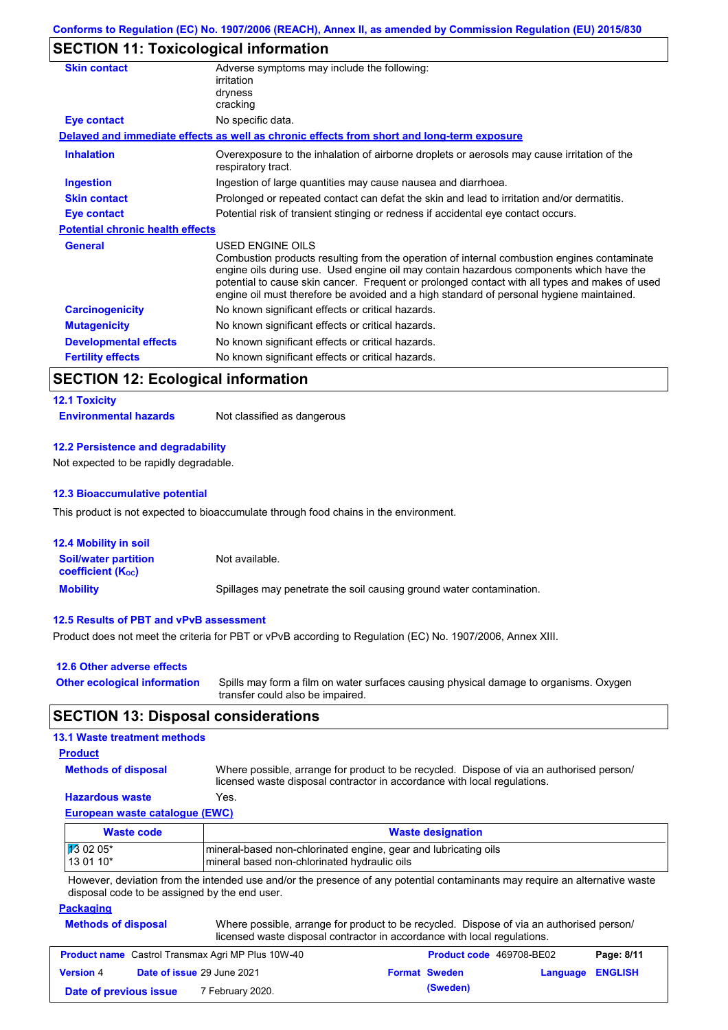Conforms to Regulation (EC) No. 1907/2006 (REACH), Annex II, as amended by Commission Regulation (EU) 2015/830

## SECTION 11: Toxicological information

**Skin contact**
Adverse symptoms may include the following:
irritation
dryness
cracking

**Eye contact**
No specific data.

**Delayed and immediate effects as well as chronic effects from short and long-term exposure**

**Inhalation**
Overexposure to the inhalation of airborne droplets or aerosols may cause irritation of the respiratory tract.

**Ingestion**
Ingestion of large quantities may cause nausea and diarrhoea.

**Skin contact**
Prolonged or repeated contact can defat the skin and lead to irritation and/or dermatitis.

**Eye contact**
Potential risk of transient stinging or redness if accidental eye contact occurs.

**Potential chronic health effects**

**General**
USED ENGINE OILS
Combustion products resulting from the operation of internal combustion engines contaminate engine oils during use. Used engine oil may contain hazardous components which have the potential to cause skin cancer. Frequent or prolonged contact with all types and makes of used engine oil must therefore be avoided and a high standard of personal hygiene maintained.

**Carcinogenicity**
No known significant effects or critical hazards.

**Mutagenicity**
No known significant effects or critical hazards.

**Developmental effects**
No known significant effects or critical hazards.

**Fertility effects**
No known significant effects or critical hazards.

## SECTION 12: Ecological information

### 12.1 Toxicity

**Environmental hazards**
Not classified as dangerous

### 12.2 Persistence and degradability

Not expected to be rapidly degradable.

### 12.3 Bioaccumulative potential

This product is not expected to bioaccumulate through food chains in the environment.

### 12.4 Mobility in soil

**Soil/water partition coefficient ($K_{OC}$)**
Not available.

**Mobility**
Spillages may penetrate the soil causing ground water contamination.

### 12.5 Results of PBT and vPvB assessment

Product does not meet the criteria for PBT or vPvB according to Regulation (EC) No. 1907/2006, Annex XIII.

### 12.6 Other adverse effects

**Other ecological information**
Spills may form a film on water surfaces causing physical damage to organisms. Oxygen transfer could also be impaired.

## SECTION 13: Disposal considerations

### 13.1 Waste treatment methods

**Product**

**Methods of disposal**
Where possible, arrange for product to be recycled. Dispose of via an authorised person/ licensed waste disposal contractor in accordance with local regulations.

**Hazardous waste**
Yes.

**European waste catalogue (EWC)**

| Waste code | Waste designation |
|---|---|
| 13 02 05*<br>13 01 10* | mineral-based non-chlorinated engine, gear and lubricating oils<br>mineral based non-chlorinated hydraulic oils |

However, deviation from the intended use and/or the presence of any potential contaminants may require an alternative waste disposal code to be assigned by the end user.

**Packaging**

**Methods of disposal**
Where possible, arrange for product to be recycled. Dispose of via an authorised person/ licensed waste disposal contractor in accordance with local regulations.

| **Product name** Castrol Transmax Agri MP Plus 10W-40 | **Product code** 469708-BE02 | **Page:** 8/11 |
|---|---|---|
| **Version** 4 **Date of issue** 29 June 2021 | **Format** Sweden (Sweden) | **Language** ENGLISH |
| **Date of previous issue** 7 February 2020. | | |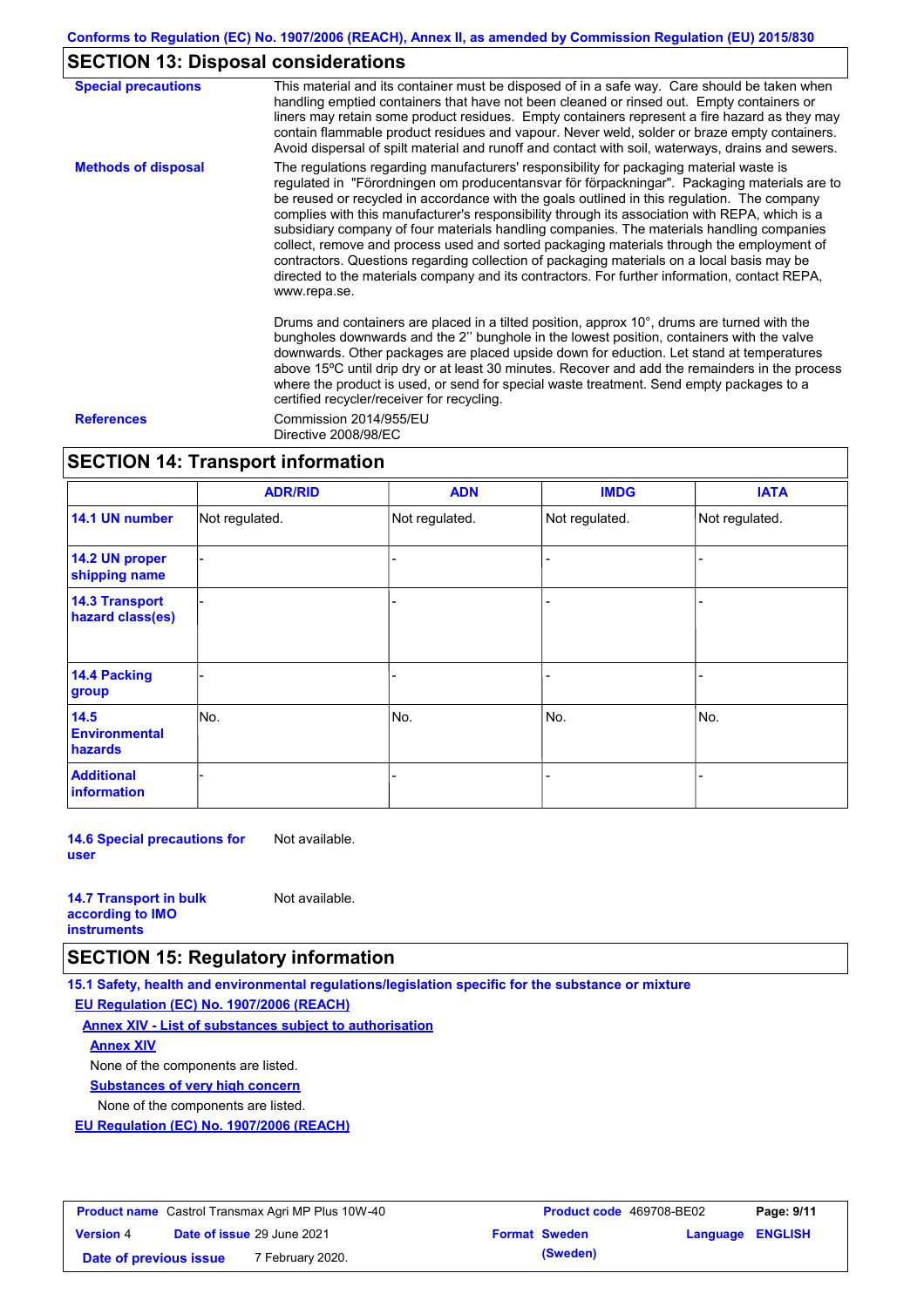## SECTION 13: Disposal considerations

**Special precautions**

This material and its container must be disposed of in a safe way. Care should be taken when handling emptied containers that have not been cleaned or rinsed out. Empty containers or liners may retain some product residues. Empty containers represent a fire hazard as they may contain flammable product residues and vapour. Never weld, solder or braze empty containers. Avoid dispersal of spilt material and runoff and contact with soil, waterways, drains and sewers.

**Methods of disposal**

The regulations regarding manufacturers' responsibility for packaging material waste is regulated in "Förordningen om producentansvar för förpackningar". Packaging materials are to be reused or recycled in accordance with the goals outlined in this regulation. The company complies with this manufacturer's responsibility through its association with REPA, which is a subsidiary company of four materials handling companies. The materials handling companies collect, remove and process used and sorted packaging materials through the employment of contractors. Questions regarding collection of packaging materials on a local basis may be directed to the materials company and its contractors. For further information, contact REPA, www.repa.se.

Drums and containers are placed in a tilted position, approx 10°, drums are turned with the bungholes downwards and the 2'' bunghole in the lowest position, containers with the valve downwards. Other packages are placed upside down for eduction. Let stand at temperatures above 15ºC until drip dry or at least 30 minutes. Recover and add the remainders in the process where the product is used, or send for special waste treatment. Send empty packages to a certified recycler/receiver for recycling.

**References**

Commission 2014/955/EU
Directive 2008/98/EC

## SECTION 14: Transport information

| | ADR/RID | ADN | IMDG | IATA |
|---|---|---|---|---|
| **14.1 UN number** | Not regulated. | Not regulated. | Not regulated. | Not regulated. |
| **14.2 UN proper shipping name** | - | - | - | - |
| **14.3 Transport hazard class(es)** | - | - | - | - |
| **14.4 Packing group** | - | - | - | - |
| **14.5 Environmental hazards** | No. | No. | No. | No. |
| **Additional information** | - | - | - | - |

**14.6 Special precautions for user** Not available.

**14.7 Transport in bulk according to IMO instruments** Not available.

## SECTION 15: Regulatory information

**15.1 Safety, health and environmental regulations/legislation specific for the substance or mixture**

**EU Regulation (EC) No. 1907/2006 (REACH)**

**Annex XIV - List of substances subject to authorisation**

**Annex XIV**

None of the components are listed.

**Substances of very high concern**

None of the components are listed.

**EU Regulation (EC) No. 1907/2006 (REACH)**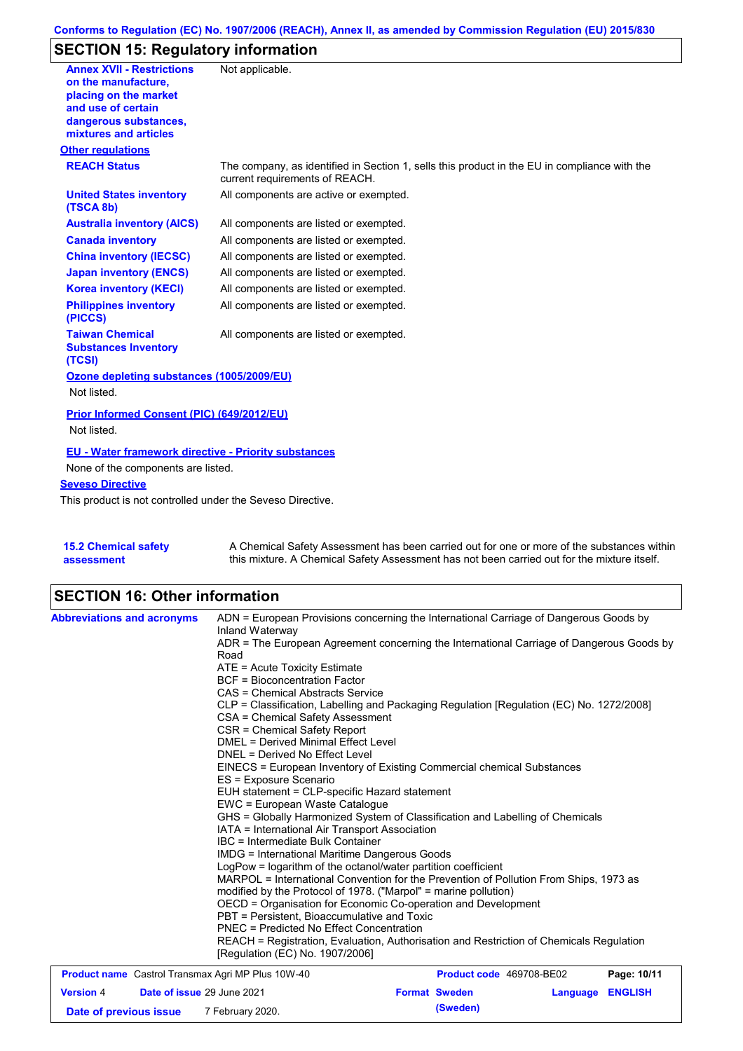## SECTION 15: Regulatory information

| | |
|---|---|
| **Annex XVII - Restrictions on the manufacture, placing on the market and use of certain dangerous substances, mixtures and articles** | Not applicable. |

**Other regulations**

| | |
|---|---|
| **REACH Status** | The company, as identified in Section 1, sells this product in the EU in compliance with the current requirements of REACH. |
| **United States inventory (TSCA 8b)** | All components are active or exempted. |
| **Australia inventory (AICS)** | All components are listed or exempted. |
| **Canada inventory** | All components are listed or exempted. |
| **China inventory (IECSC)** | All components are listed or exempted. |
| **Japan inventory (ENCS)** | All components are listed or exempted. |
| **Korea inventory (KECI)** | All components are listed or exempted. |
| **Philippines inventory (PICCS)** | All components are listed or exempted. |
| **Taiwan Chemical Substances Inventory (TCSI)** | All components are listed or exempted. |

**Ozone depleting substances (1005/2009/EU)**

Not listed.

**Prior Informed Consent (PIC) (649/2012/EU)**

Not listed.

**EU - Water framework directive - Priority substances**

None of the components are listed.

**Seveso Directive**

This product is not controlled under the Seveso Directive.

| | |
|---|---|
| **15.2 Chemical safety assessment** | A Chemical Safety Assessment has been carried out for one or more of the substances within this mixture. A Chemical Safety Assessment has not been carried out for the mixture itself. |

## SECTION 16: Other information

**Abbreviations and acronyms**

ADN = European Provisions concerning the International Carriage of Dangerous Goods by Inland Waterway
ADR = The European Agreement concerning the International Carriage of Dangerous Goods by Road
ATE = Acute Toxicity Estimate
BCF = Bioconcentration Factor
CAS = Chemical Abstracts Service
CLP = Classification, Labelling and Packaging Regulation [Regulation (EC) No. 1272/2008]
CSA = Chemical Safety Assessment
CSR = Chemical Safety Report
DMEL = Derived Minimal Effect Level
DNEL = Derived No Effect Level
EINECS = European Inventory of Existing Commercial chemical Substances
ES = Exposure Scenario
EUH statement = CLP-specific Hazard statement
EWC = European Waste Catalogue
GHS = Globally Harmonized System of Classification and Labelling of Chemicals
IATA = International Air Transport Association
IBC = Intermediate Bulk Container
IMDG = International Maritime Dangerous Goods
LogPow = logarithm of the octanol/water partition coefficient
MARPOL = International Convention for the Prevention of Pollution From Ships, 1973 as modified by the Protocol of 1978. ("Marpol" = marine pollution)
OECD = Organisation for Economic Co-operation and Development
PBT = Persistent, Bioaccumulative and Toxic
PNEC = Predicted No Effect Concentration
REACH = Registration, Evaluation, Authorisation and Restriction of Chemicals Regulation [Regulation (EC) No. 1907/2006]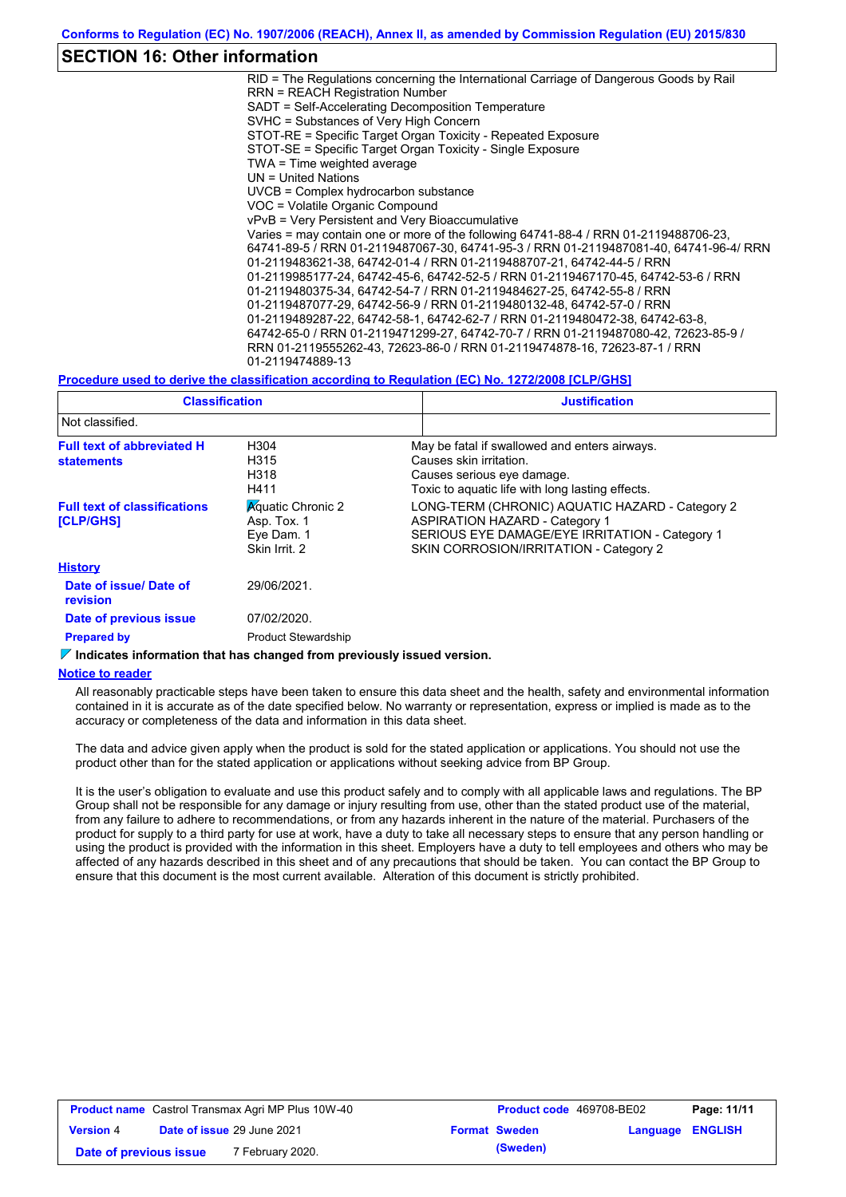## SECTION 16: Other information

RID = The Regulations concerning the International Carriage of Dangerous Goods by Rail
RRN = REACH Registration Number
SADT = Self-Accelerating Decomposition Temperature
SVHC = Substances of Very High Concern
STOT-RE = Specific Target Organ Toxicity - Repeated Exposure
STOT-SE = Specific Target Organ Toxicity - Single Exposure
TWA = Time weighted average
UN = United Nations
UVCB = Complex hydrocarbon substance
VOC = Volatile Organic Compound
vPvB = Very Persistent and Very Bioaccumulative
Varies = may contain one or more of the following 64741-88-4 / RRN 01-2119488706-23, 64741-89-5 / RRN 01-2119487067-30, 64741-95-3 / RRN 01-2119487081-40, 64741-96-4/ RRN 01-2119483621-38, 64742-01-4 / RRN 01-2119488707-21, 64742-44-5 / RRN 01-2119985177-24, 64742-45-6, 64742-52-5 / RRN 01-2119467170-45, 64742-53-6 / RRN 01-2119480375-34, 64742-54-7 / RRN 01-2119484627-25, 64742-55-8 / RRN 01-2119487077-29, 64742-56-9 / RRN 01-2119480132-48, 64742-57-0 / RRN 01-2119489287-22, 64742-58-1, 64742-62-7 / RRN 01-2119480472-38, 64742-63-8, 64742-65-0 / RRN 01-2119471299-27, 64742-70-7 / RRN 01-2119487080-42, 72623-85-9 / RRN 01-2119555262-43, 72623-86-0 / RRN 01-2119474878-16, 72623-87-1 / RRN 01-2119474889-13

**Procedure used to derive the classification according to Regulation (EC) No. 1272/2008 [CLP/GHS]**

| Classification | Justification |
|---|---|
| Not classified. | |

**Full text of abbreviated H statements**

| | |
|---|---|
| H304 | May be fatal if swallowed and enters airways. |
| H315 | Causes skin irritation. |
| H318 | Causes serious eye damage. |
| H411 | Toxic to aquatic life with long lasting effects. |

**Full text of classifications [CLP/GHS]**

| | |
|---|---|
| Aquatic Chronic 2 | LONG-TERM (CHRONIC) AQUATIC HAZARD - Category 2 |
| Asp. Tox. 1 | ASPIRATION HAZARD - Category 1 |
| Eye Dam. 1 | SERIOUS EYE DAMAGE/EYE IRRITATION - Category 1 |
| Skin Irrit. 2 | SKIN CORROSION/IRRITATION - Category 2 |

**History**

**Date of issue/ Date of revision:** 29/06/2021.

**Date of previous issue:** 07/02/2020.

**Prepared by:** Product Stewardship

**Indicates information that has changed from previously issued version.**

**Notice to reader**

All reasonably practicable steps have been taken to ensure this data sheet and the health, safety and environmental information contained in it is accurate as of the date specified below. No warranty or representation, express or implied is made as to the accuracy or completeness of the data and information in this data sheet.

The data and advice given apply when the product is sold for the stated application or applications. You should not use the product other than for the stated application or applications without seeking advice from BP Group.

It is the user's obligation to evaluate and use this product safely and to comply with all applicable laws and regulations. The BP Group shall not be responsible for any damage or injury resulting from use, other than the stated product use of the material, from any failure to adhere to recommendations, or from any hazards inherent in the nature of the material. Purchasers of the product for supply to a third party for use at work, have a duty to take all necessary steps to ensure that any person handling or using the product is provided with the information in this sheet. Employers have a duty to tell employees and others who may be affected of any hazards described in this sheet and of any precautions that should be taken. You can contact the BP Group to ensure that this document is the most current available. Alteration of this document is strictly prohibited.